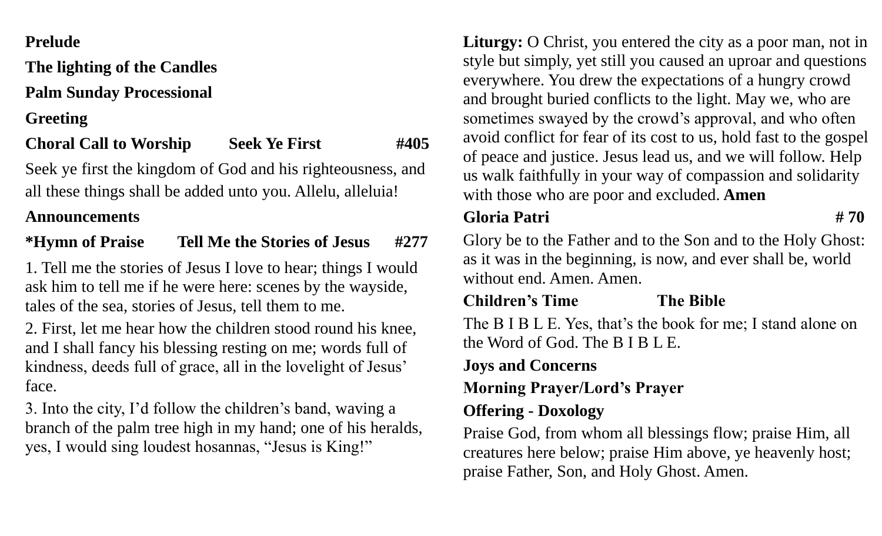**Prelude**

**The lighting of the Candles**

**Palm Sunday Processional**

**Greeting**

**Choral Call to Worship Seek Ye First #405**

Seek ye first the kingdom of God and his righteousness, and all these things shall be added unto you. Allelu, alleluia!

**Announcements**

***Hymn of Praise Tell Me the Stories of Jesus #277**

1. Tell me the stories of Jesus I love to hear; things I would ask him to tell me if he were here: scenes by the wayside, tales of the sea, stories of Jesus, tell them to me.

2. First, let me hear how the children stood round his knee, and I shall fancy his blessing resting on me; words full of kindness, deeds full of grace, all in the lovelight of Jesus' face.

3. Into the city, I'd follow the children's band, waving a branch of the palm tree high in my hand; one of his heralds, yes, I would sing loudest hosannas, "Jesus is King!"

**Liturgy:** O Christ, you entered the city as a poor man, not in style but simply, yet still you caused an uproar and questions everywhere. You drew the expectations of a hungry crowd and brought buried conflicts to the light. May we, who are sometimes swayed by the crowd's approval, and who often avoid conflict for fear of its cost to us, hold fast to the gospel of peace and justice. Jesus lead us, and we will follow. Help us walk faithfully in your way of compassion and solidarity with those who are poor and excluded. **Amen**

**Gloria Patri # 70**

Glory be to the Father and to the Son and to the Holy Ghost: as it was in the beginning, is now, and ever shall be, world without end. Amen. Amen.

**Children's Time The Bible**

The B I B L E. Yes, that's the book for me; I stand alone on the Word of God. The B I B L E.

**Joys and Concerns**

**Morning Prayer/Lord's Prayer**

**Offering - Doxology**

Praise God, from whom all blessings flow; praise Him, all creatures here below; praise Him above, ye heavenly host; praise Father, Son, and Holy Ghost. Amen.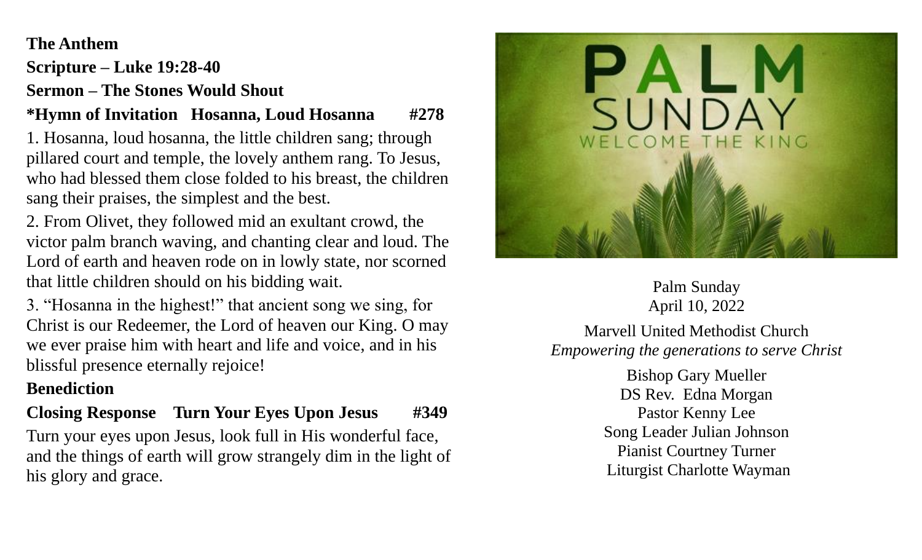**The Anthem**

**Scripture – Luke 19:28-40**

**Sermon – The Stones Would Shout**

**\*Hymn of Invitation   Hosanna, Loud Hosanna        #278**

1. Hosanna, loud hosanna, the little children sang; through pillared court and temple, the lovely anthem rang. To Jesus, who had blessed them close folded to his breast, the children sang their praises, the simplest and the best.

2. From Olivet, they followed mid an exultant crowd, the victor palm branch waving, and chanting clear and loud. The Lord of earth and heaven rode on in lowly state, nor scorned that little children should on his bidding wait.

3. "Hosanna in the highest!" that ancient song we sing, for Christ is our Redeemer, the Lord of heaven our King. O may we ever praise him with heart and life and voice, and in his blissful presence eternally rejoice!

**Benediction**

**Closing Response    Turn Your Eyes Upon Jesus        #349**

Turn your eyes upon Jesus, look full in His wonderful face, and the things of earth will grow strangely dim in the light of his glory and grace.

PALM SUNDAY

WELCOME THE KING

Palm Sunday
April 10, 2022

Marvell United Methodist Church
*Empowering the generations to serve Christ*

Bishop Gary Mueller
DS Rev. Edna Morgan
Pastor Kenny Lee
Song Leader Julian Johnson
Pianist Courtney Turner
Liturgist Charlotte Wayman